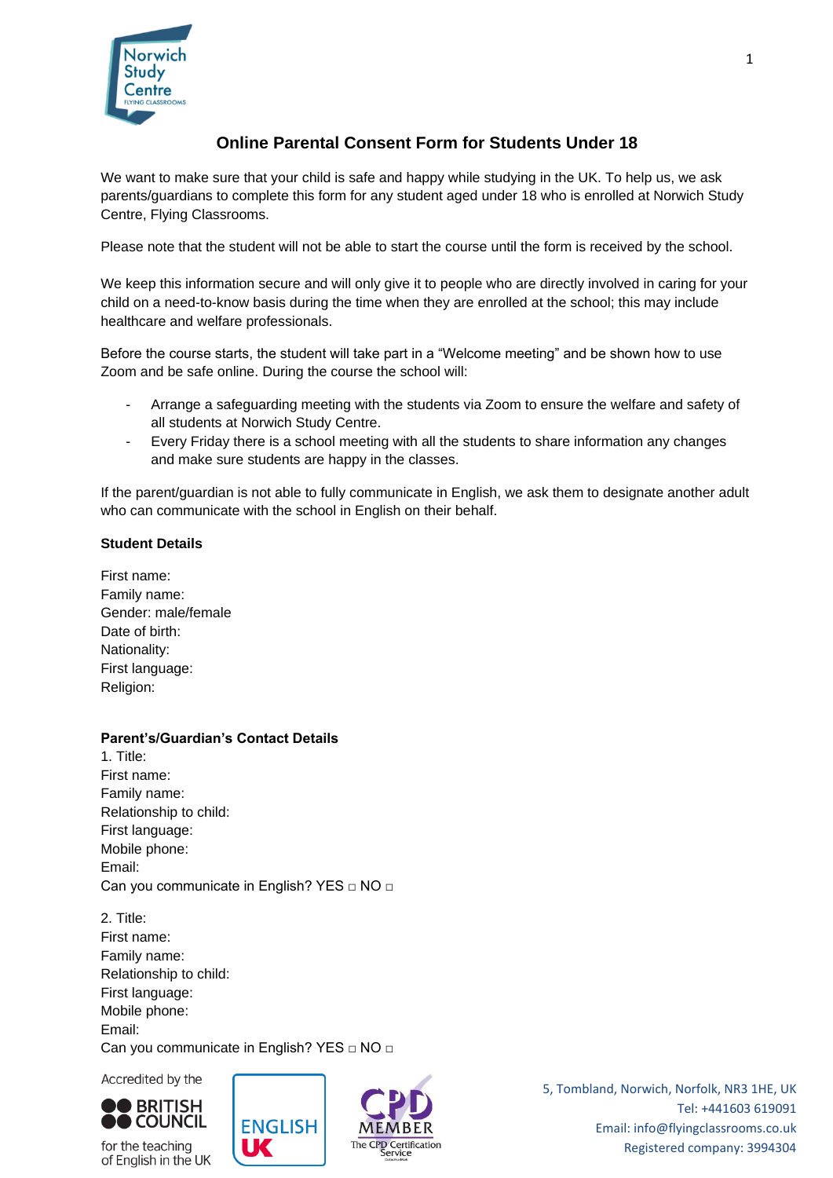# Online Parental Consent Form for Students Under 18

We want to make sure that your child is safe and happy while studying in the UK. To help us, we ask parents/guardians to complete this form for any student aged under 18 who is enrolled at Norwich Study Centre, Flying Classrooms.

Please note that the student will not be able to start the course until the form is received by the school.

We keep this information secure and will only give it to people who are directly involved in caring for your child on a need-to-know basis during the time when they are enrolled at the school; this may include healthcare and welfare professionals.

Before the course starts, the student will take part in a "Welcome meeting" and be shown how to use Zoom and be safe online. During the course the school will:

- Arrange a safeguarding meeting with the students via Zoom to ensure the welfare and safety of all students at Norwich Study Centre.
- Every Friday there is a school meeting with all the students to share information any changes and make sure students are happy in the classes.

If the parent/guardian is not able to fully communicate in English, we ask them to designate another adult who can communicate with the school in English on their behalf.

**Student Details**

First name:
Family name:
Gender: male/female
Date of birth:
Nationality:
First language:
Religion:

**Parent's/Guardian's Contact Details**

1. Title:
First name:
Family name:
Relationship to child:
First language:
Mobile phone:
Email:
Can you communicate in English? YES □ NO □

2. Title:
First name:
Family name:
Relationship to child:
First language:
Mobile phone:
Email:
Can you communicate in English? YES □ NO □

Accredited by the British Council for the teaching of English in the UK

5, Tombland, Norwich, Norfolk, NR3 1HE, UK
Tel: +441603 619091
Email: info@flyingclassrooms.co.uk
Registered company: 3994304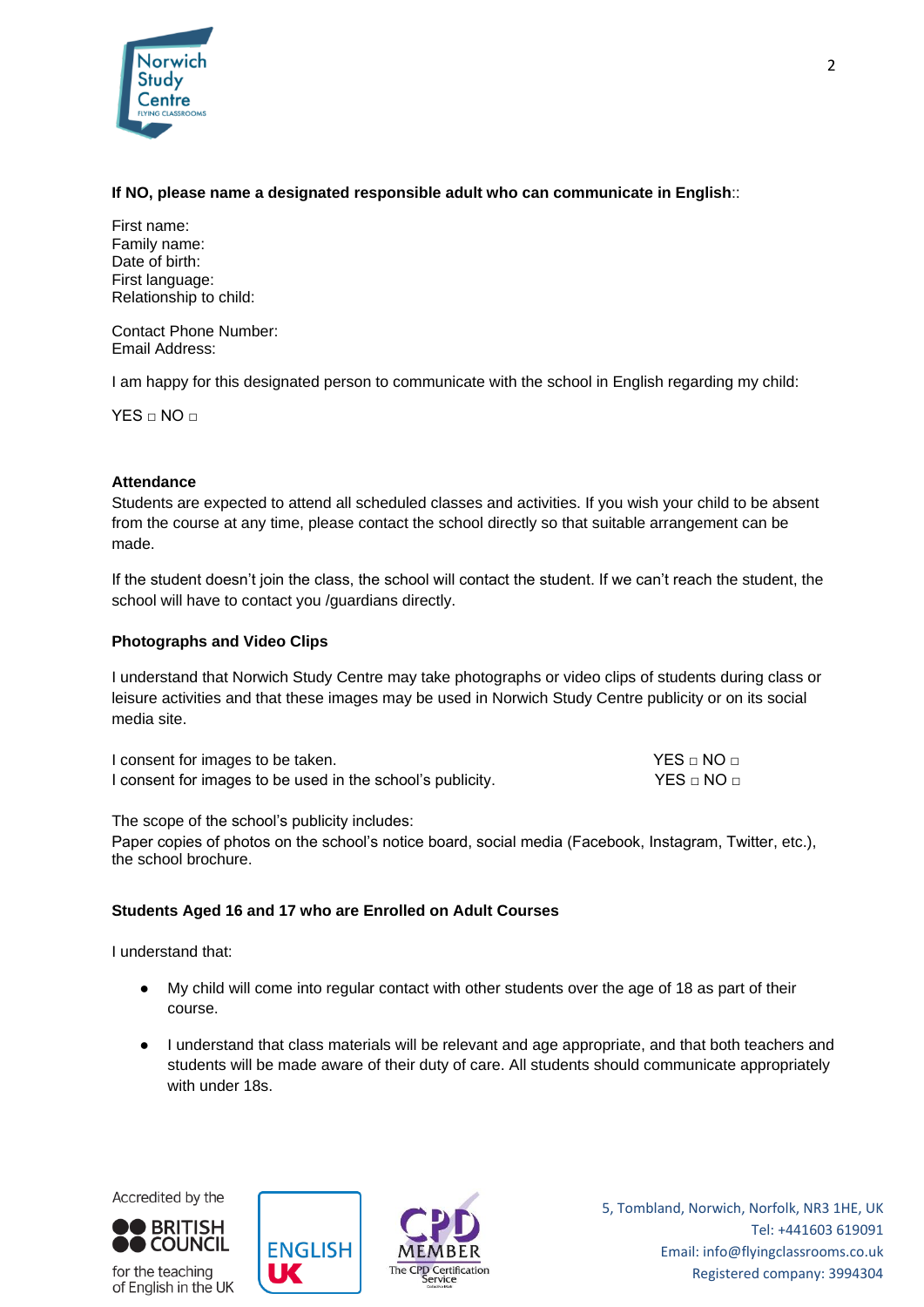**If NO, please name a designated responsible adult who can communicate in English**::

First name:
Family name:
Date of birth:
First language:
Relationship to child:

Contact Phone Number:
Email Address:

I am happy for this designated person to communicate with the school in English regarding my child:

YES □ NO □

**Attendance**

Students are expected to attend all scheduled classes and activities. If you wish your child to be absent from the course at any time, please contact the school directly so that suitable arrangement can be made.

If the student doesn't join the class, the school will contact the student. If we can't reach the student, the school will have to contact you /guardians directly.

**Photographs and Video Clips**

I understand that Norwich Study Centre may take photographs or video clips of students during class or leisure activities and that these images may be used in Norwich Study Centre publicity or on its social media site.

I consent for images to be taken. YES □ NO □
I consent for images to be used in the school's publicity. YES □ NO □

The scope of the school's publicity includes:
Paper copies of photos on the school's notice board, social media (Facebook, Instagram, Twitter, etc.), the school brochure.

**Students Aged 16 and 17 who are Enrolled on Adult Courses**

I understand that:

- My child will come into regular contact with other students over the age of 18 as part of their course.
- I understand that class materials will be relevant and age appropriate, and that both teachers and students will be made aware of their duty of care. All students should communicate appropriately with under 18s.

Accredited by the BRITISH COUNCIL for the teaching of English in the UK

5, Tombland, Norwich, Norfolk, NR3 1HE, UK
Tel: +441603 619091
Email: info@flyingclassrooms.co.uk
Registered company: 3994304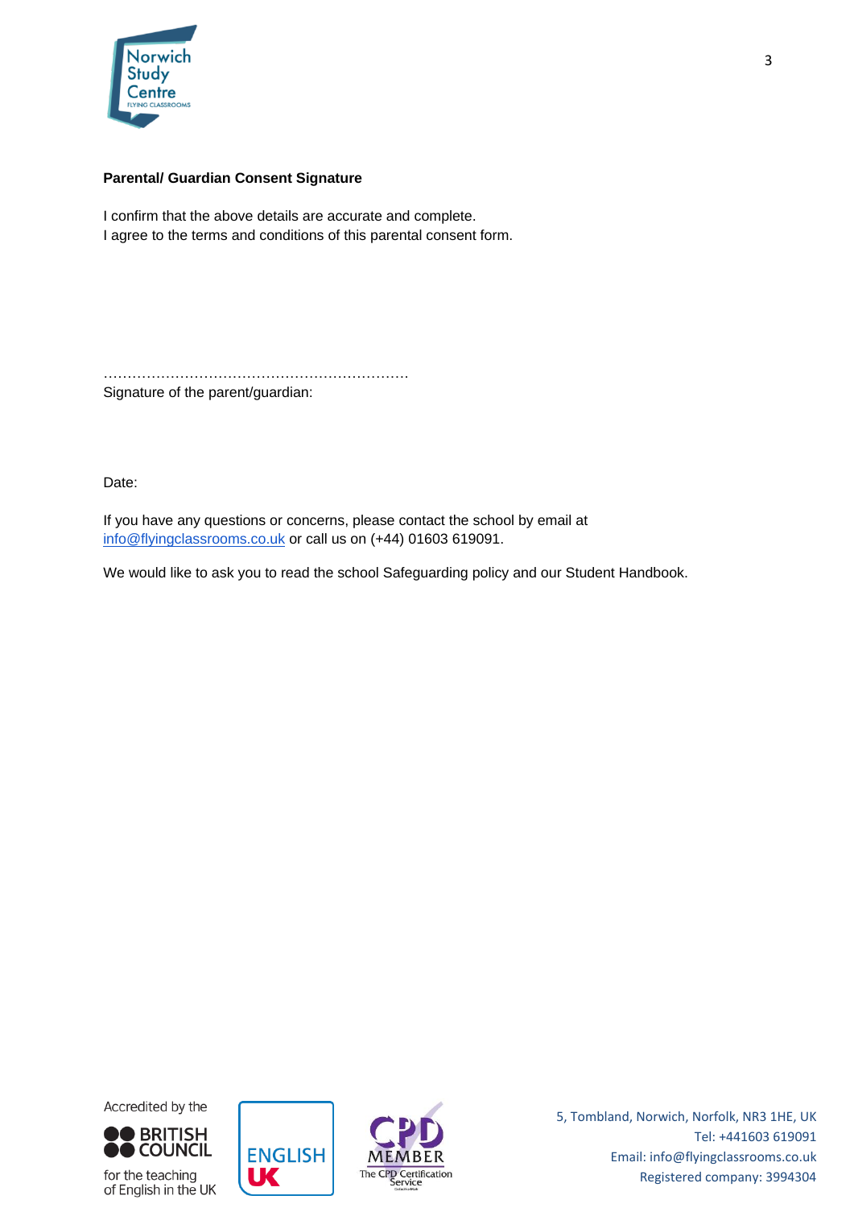**Parental/ Guardian Consent Signature**

I confirm that the above details are accurate and complete.
I agree to the terms and conditions of this parental consent form.

……………………………………………………….
Signature of the parent/guardian:

Date:

If you have any questions or concerns, please contact the school by email at info@flyingclassrooms.co.uk or call us on (+44) 01603 619091.

We would like to ask you to read the school Safeguarding policy and our Student Handbook.

Accredited by the British Council for the teaching of English in the UK

5, Tombland, Norwich, Norfolk, NR3 1HE, UK
Tel: +441603 619091
Email: info@flyingclassrooms.co.uk
Registered company: 3994304